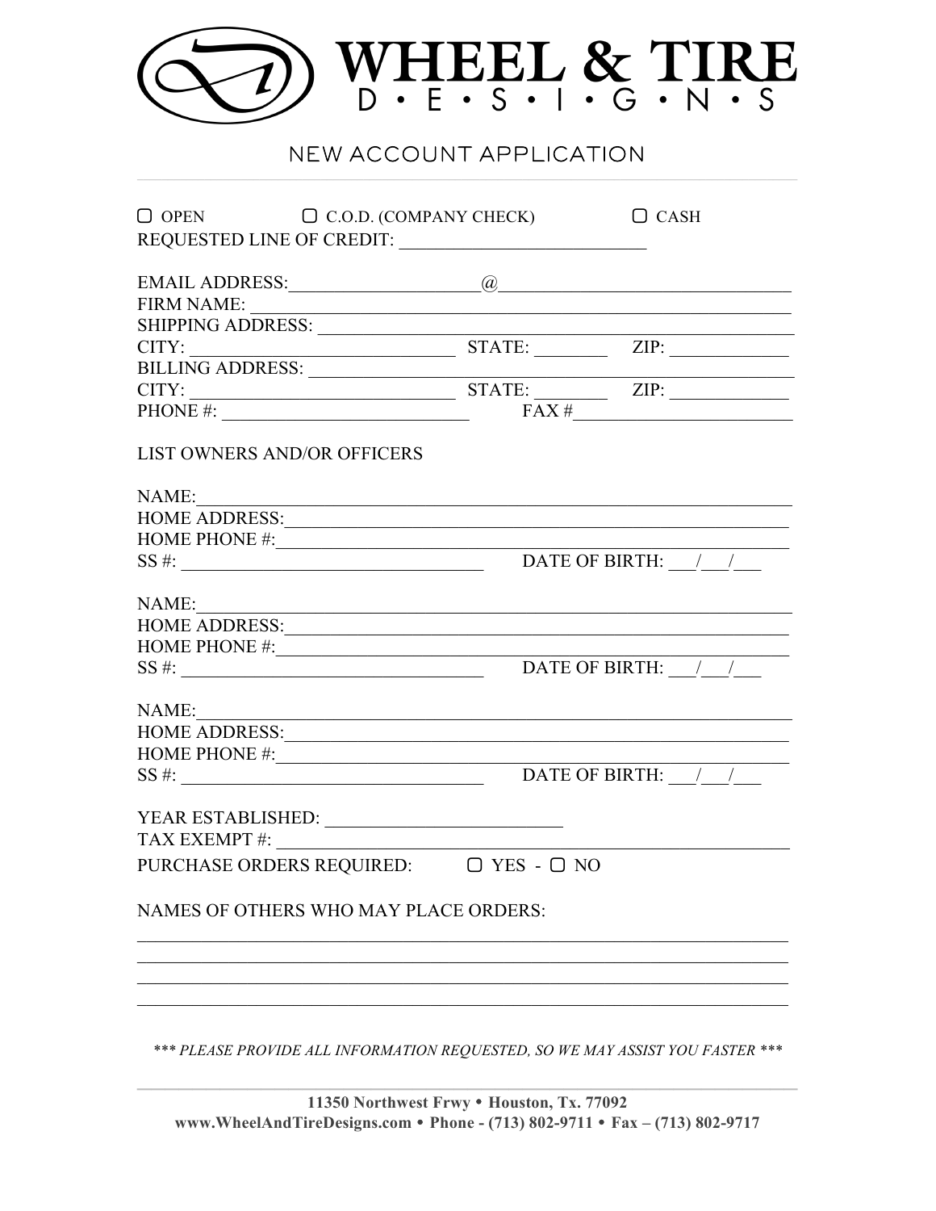# WHEEL & TIRE D • E • S • I • G • N • S

## NEW ACCOUNT APPLICATION

☐ OPEN ☐ C.O.D. (COMPANY CHECK) ☐ CASH

REQUESTED LINE OF CREDIT: ____________________________

EMAIL ADDRESS:____________________@________________________________

FIRM NAME: ________________________________________________________

SHIPPING ADDRESS: _________________________________________________

CITY: ______________________________ STATE: ________ ZIP: _____________

BILLING ADDRESS: __________________________________________________

CITY: ______________________________ STATE: ________ ZIP: _____________

PHONE #: ___________________________ FAX #________________________

LIST OWNERS AND/OR OFFICERS

NAME:_____________________________________________________________

HOME ADDRESS:_____________________________________________________

HOME PHONE #:_____________________________________________________

SS #: _________________________________ DATE OF BIRTH: ___/___/___

NAME:_____________________________________________________________

HOME ADDRESS:_____________________________________________________

HOME PHONE #:_____________________________________________________

SS #: _________________________________ DATE OF BIRTH: ___/___/___

NAME:_____________________________________________________________

HOME ADDRESS:_____________________________________________________

HOME PHONE #:_____________________________________________________

SS #: _________________________________ DATE OF BIRTH: ___/___/___

YEAR ESTABLISHED: __________________________

TAX EXEMPT #: _____________________________________________________

PURCHASE ORDERS REQUIRED: ☐ YES - ☐ NO

NAMES OF OTHERS WHO MAY PLACE ORDERS:

___________________________________________________________________

___________________________________________________________________

___________________________________________________________________

___________________________________________________________________

*\*\*\* PLEASE PROVIDE ALL INFORMATION REQUESTED, SO WE MAY ASSIST YOU FASTER \*\*\**

**11350 Northwest Frwy • Houston, Tx. 77092**
**www.WheelAndTireDesigns.com • Phone - (713) 802-9711 • Fax – (713) 802-9717**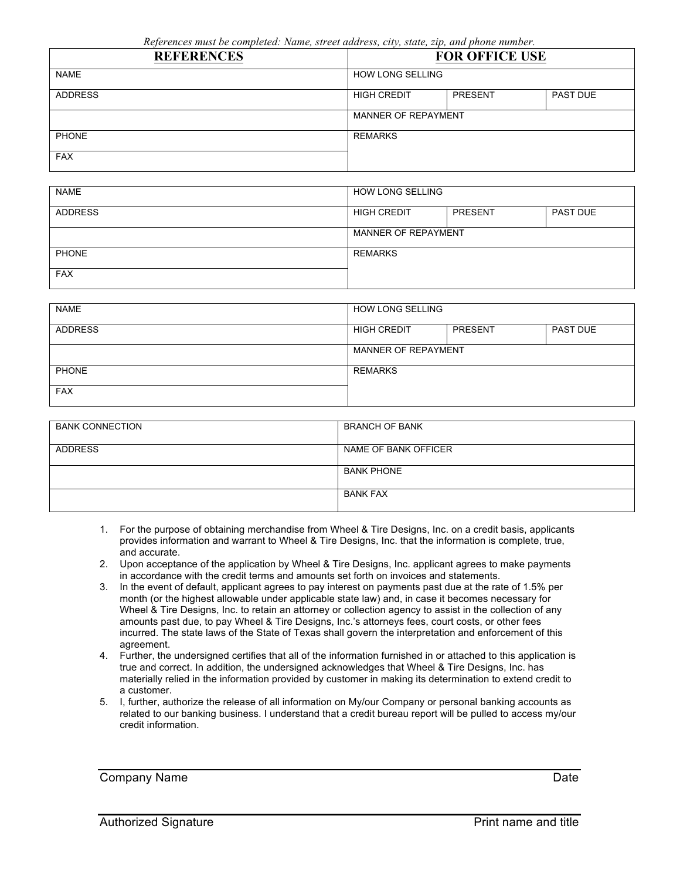*References must be completed: Name, street address, city, state, zip, and phone number.*

| REFERENCES | FOR OFFICE USE | | |
|---|---|---|---|
| NAME | HOW LONG SELLING | | |
| ADDRESS | HIGH CREDIT | PRESENT | PAST DUE |
| | MANNER OF REPAYMENT | | |
| PHONE | REMARKS | | |
| FAX | | | |

| | | | |
|---|---|---|---|
| NAME | HOW LONG SELLING | | |
| ADDRESS | HIGH CREDIT | PRESENT | PAST DUE |
| | MANNER OF REPAYMENT | | |
| PHONE | REMARKS | | |
| FAX | | | |

| | | | |
|---|---|---|---|
| NAME | HOW LONG SELLING | | |
| ADDRESS | HIGH CREDIT | PRESENT | PAST DUE |
| | MANNER OF REPAYMENT | | |
| PHONE | REMARKS | | |
| FAX | | | |

| | |
|---|---|
| BANK CONNECTION | BRANCH OF BANK |
| ADDRESS | NAME OF BANK OFFICER |
| | BANK PHONE |
| | BANK FAX |

1. For the purpose of obtaining merchandise from Wheel & Tire Designs, Inc. on a credit basis, applicants provides information and warrant to Wheel & Tire Designs, Inc. that the information is complete, true, and accurate.
2. Upon acceptance of the application by Wheel & Tire Designs, Inc. applicant agrees to make payments in accordance with the credit terms and amounts set forth on invoices and statements.
3. In the event of default, applicant agrees to pay interest on payments past due at the rate of 1.5% per month (or the highest allowable under applicable state law) and, in case it becomes necessary for Wheel & Tire Designs, Inc. to retain an attorney or collection agency to assist in the collection of any amounts past due, to pay Wheel & Tire Designs, Inc.'s attorneys fees, court costs, or other fees incurred. The state laws of the State of Texas shall govern the interpretation and enforcement of this agreement.
4. Further, the undersigned certifies that all of the information furnished in or attached to this application is true and correct. In addition, the undersigned acknowledges that Wheel & Tire Designs, Inc. has materially relied in the information provided by customer in making its determination to extend credit to a customer.
5. I, further, authorize the release of all information on My/our Company or personal banking accounts as related to our banking business. I understand that a credit bureau report will be pulled to access my/our credit information.

Company Name Date

Authorized Signature Print name and title